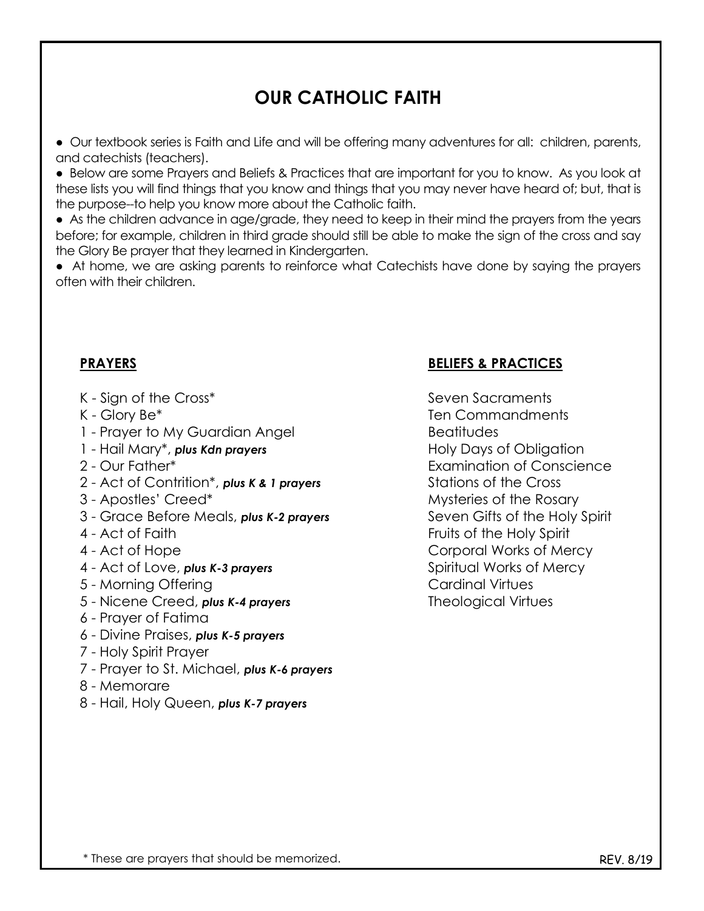# OUR CATHOLIC FAITH

- Our textbook series is Faith and Life and will be offering many adventures for all: children, parents, and catechists (teachers).
- Below are some Prayers and Beliefs & Practices that are important for you to know. As you look at these lists you will find things that you know and things that you may never have heard of; but, that is the purpose--to help you know more about the Catholic faith.
- As the children advance in age/grade, they need to keep in their mind the prayers from the years before; for example, children in third grade should still be able to make the sign of the cross and say the Glory Be prayer that they learned in Kindergarten.
- At home, we are asking parents to reinforce what Catechists have done by saying the prayers often with their children.

## PRAYERS

K - Sign of the Cross*
K - Glory Be*
1 - Prayer to My Guardian Angel
1 - Hail Mary*, ***plus Kdn prayers***
2 - Our Father*
2 - Act of Contrition*, ***plus K & 1 prayers***
3 - Apostles' Creed*
3 - Grace Before Meals, ***plus K-2 prayers***
4 - Act of Faith
4 - Act of Hope
4 - Act of Love, ***plus K-3 prayers***
5 - Morning Offering
5 - Nicene Creed, ***plus K-4 prayers***
6 - Prayer of Fatima
6 - Divine Praises, ***plus K-5 prayers***
7 - Holy Spirit Prayer
7 - Prayer to St. Michael, ***plus K-6 prayers***
8 - Memorare
8 - Hail, Holy Queen, ***plus K-7 prayers***

## BELIEFS & PRACTICES

Seven Sacraments
Ten Commandments
Beatitudes
Holy Days of Obligation
Examination of Conscience
Stations of the Cross
Mysteries of the Rosary
Seven Gifts of the Holy Spirit
Fruits of the Holy Spirit
Corporal Works of Mercy
Spiritual Works of Mercy
Cardinal Virtues
Theological Virtues

* These are prayers that should be memorized.

REV. 8/19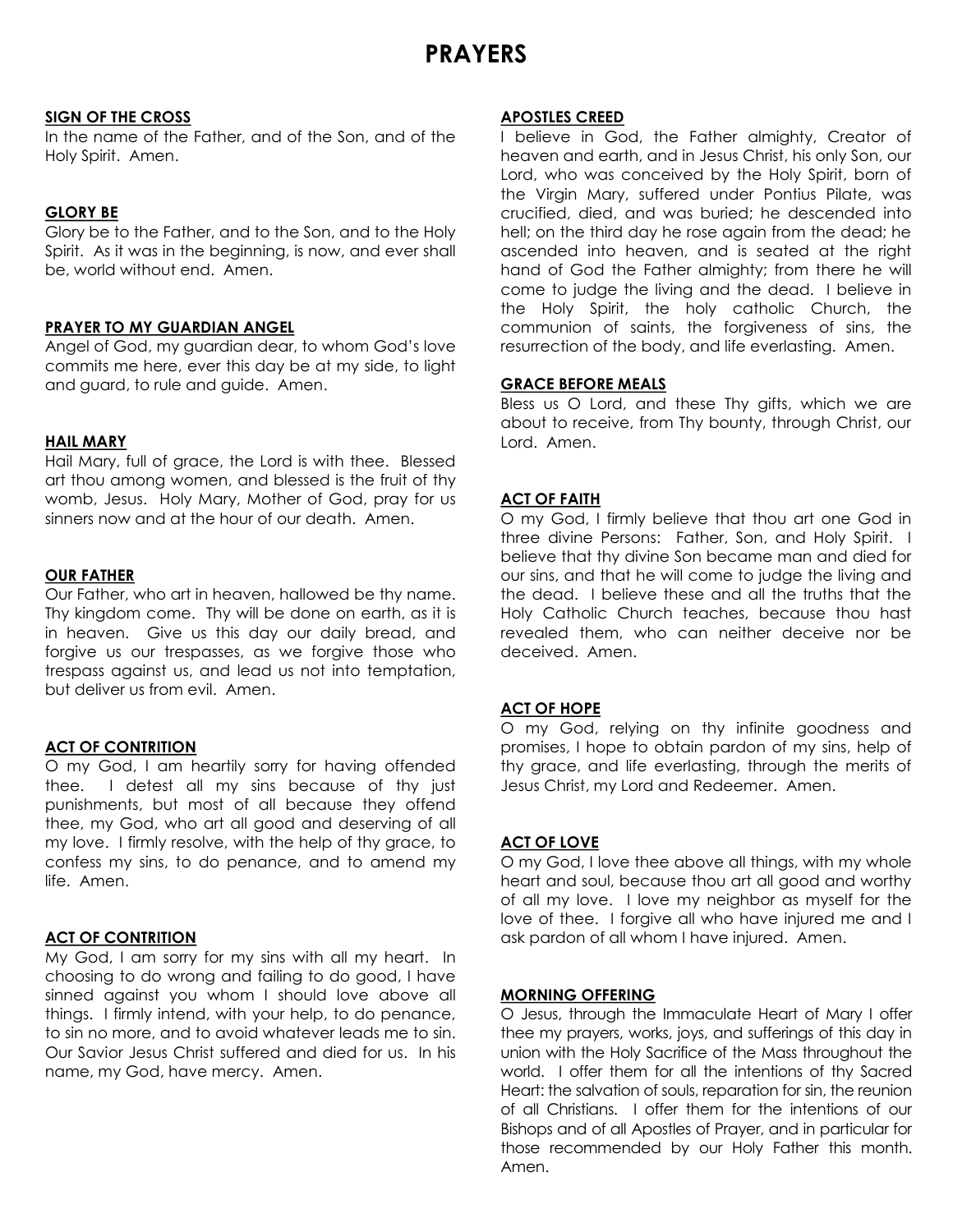# PRAYERS

### SIGN OF THE CROSS

In the name of the Father, and of the Son, and of the Holy Spirit. Amen.

### GLORY BE

Glory be to the Father, and to the Son, and to the Holy Spirit. As it was in the beginning, is now, and ever shall be, world without end. Amen.

### PRAYER TO MY GUARDIAN ANGEL

Angel of God, my guardian dear, to whom God's love commits me here, ever this day be at my side, to light and guard, to rule and guide. Amen.

### HAIL MARY

Hail Mary, full of grace, the Lord is with thee. Blessed art thou among women, and blessed is the fruit of thy womb, Jesus. Holy Mary, Mother of God, pray for us sinners now and at the hour of our death. Amen.

### OUR FATHER

Our Father, who art in heaven, hallowed be thy name. Thy kingdom come. Thy will be done on earth, as it is in heaven. Give us this day our daily bread, and forgive us our trespasses, as we forgive those who trespass against us, and lead us not into temptation, but deliver us from evil. Amen.

### ACT OF CONTRITION

O my God, I am heartily sorry for having offended thee. I detest all my sins because of thy just punishments, but most of all because they offend thee, my God, who art all good and deserving of all my love. I firmly resolve, with the help of thy grace, to confess my sins, to do penance, and to amend my life. Amen.

### ACT OF CONTRITION

My God, I am sorry for my sins with all my heart. In choosing to do wrong and failing to do good, I have sinned against you whom I should love above all things. I firmly intend, with your help, to do penance, to sin no more, and to avoid whatever leads me to sin. Our Savior Jesus Christ suffered and died for us. In his name, my God, have mercy. Amen.

### APOSTLES CREED

I believe in God, the Father almighty, Creator of heaven and earth, and in Jesus Christ, his only Son, our Lord, who was conceived by the Holy Spirit, born of the Virgin Mary, suffered under Pontius Pilate, was crucified, died, and was buried; he descended into hell; on the third day he rose again from the dead; he ascended into heaven, and is seated at the right hand of God the Father almighty; from there he will come to judge the living and the dead. I believe in the Holy Spirit, the holy catholic Church, the communion of saints, the forgiveness of sins, the resurrection of the body, and life everlasting. Amen.

### GRACE BEFORE MEALS

Bless us O Lord, and these Thy gifts, which we are about to receive, from Thy bounty, through Christ, our Lord. Amen.

### ACT OF FAITH

O my God, I firmly believe that thou art one God in three divine Persons: Father, Son, and Holy Spirit. I believe that thy divine Son became man and died for our sins, and that he will come to judge the living and the dead. I believe these and all the truths that the Holy Catholic Church teaches, because thou hast revealed them, who can neither deceive nor be deceived. Amen.

### ACT OF HOPE

O my God, relying on thy infinite goodness and promises, I hope to obtain pardon of my sins, help of thy grace, and life everlasting, through the merits of Jesus Christ, my Lord and Redeemer. Amen.

### ACT OF LOVE

O my God, I love thee above all things, with my whole heart and soul, because thou art all good and worthy of all my love. I love my neighbor as myself for the love of thee. I forgive all who have injured me and I ask pardon of all whom I have injured. Amen.

### MORNING OFFERING

O Jesus, through the Immaculate Heart of Mary I offer thee my prayers, works, joys, and sufferings of this day in union with the Holy Sacrifice of the Mass throughout the world. I offer them for all the intentions of thy Sacred Heart: the salvation of souls, reparation for sin, the reunion of all Christians. I offer them for the intentions of our Bishops and of all Apostles of Prayer, and in particular for those recommended by our Holy Father this month. Amen.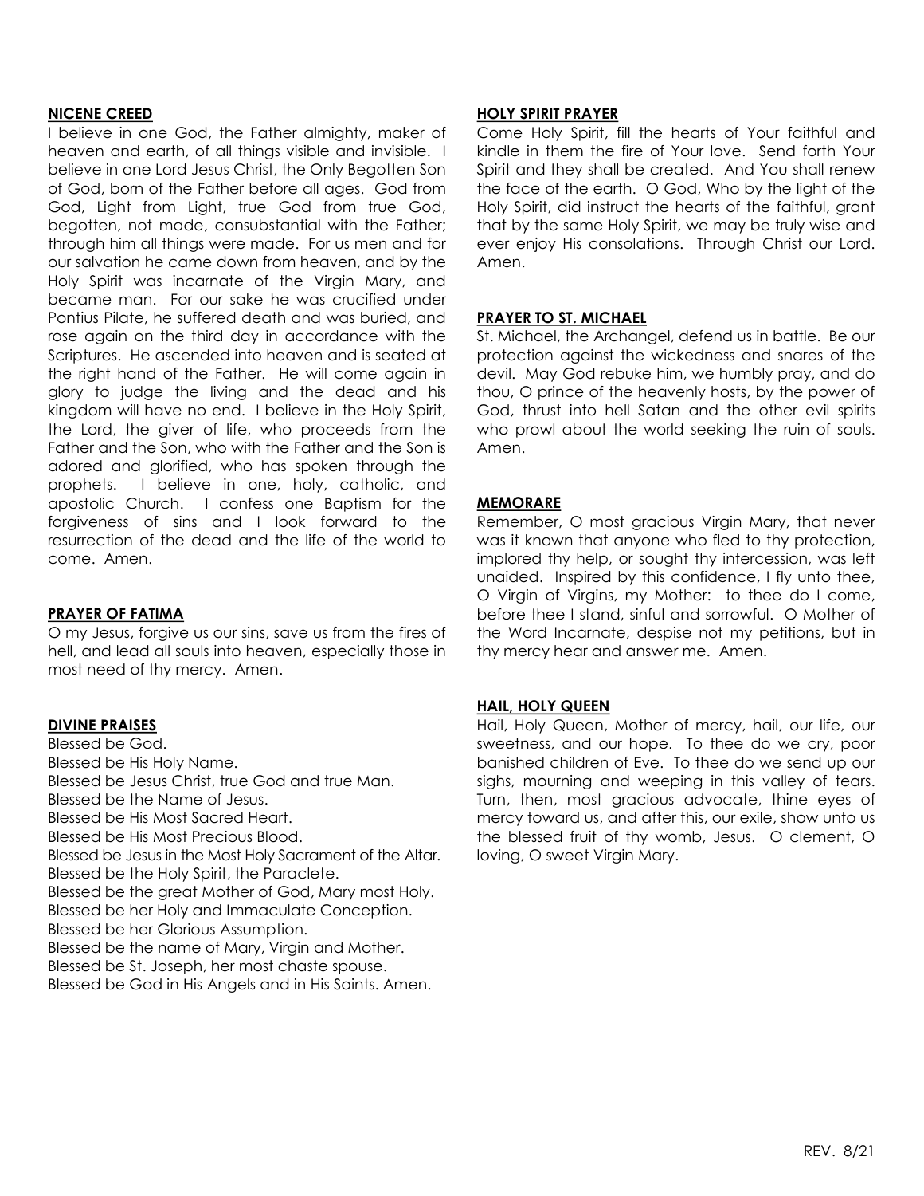#### NICENE CREED

I believe in one God, the Father almighty, maker of heaven and earth, of all things visible and invisible. I believe in one Lord Jesus Christ, the Only Begotten Son of God, born of the Father before all ages. God from God, Light from Light, true God from true God, begotten, not made, consubstantial with the Father; through him all things were made. For us men and for our salvation he came down from heaven, and by the Holy Spirit was incarnate of the Virgin Mary, and became man. For our sake he was crucified under Pontius Pilate, he suffered death and was buried, and rose again on the third day in accordance with the Scriptures. He ascended into heaven and is seated at the right hand of the Father. He will come again in glory to judge the living and the dead and his kingdom will have no end. I believe in the Holy Spirit, the Lord, the giver of life, who proceeds from the Father and the Son, who with the Father and the Son is adored and glorified, who has spoken through the prophets. I believe in one, holy, catholic, and apostolic Church. I confess one Baptism for the forgiveness of sins and I look forward to the resurrection of the dead and the life of the world to come. Amen.

#### PRAYER OF FATIMA

O my Jesus, forgive us our sins, save us from the fires of hell, and lead all souls into heaven, especially those in most need of thy mercy. Amen.

#### DIVINE PRAISES

Blessed be God.
Blessed be His Holy Name.
Blessed be Jesus Christ, true God and true Man.
Blessed be the Name of Jesus.
Blessed be His Most Sacred Heart.
Blessed be His Most Precious Blood.
Blessed be Jesus in the Most Holy Sacrament of the Altar.
Blessed be the Holy Spirit, the Paraclete.
Blessed be the great Mother of God, Mary most Holy.
Blessed be her Holy and Immaculate Conception.
Blessed be her Glorious Assumption.
Blessed be the name of Mary, Virgin and Mother.
Blessed be St. Joseph, her most chaste spouse.
Blessed be God in His Angels and in His Saints. Amen.

#### HOLY SPIRIT PRAYER

Come Holy Spirit, fill the hearts of Your faithful and kindle in them the fire of Your love. Send forth Your Spirit and they shall be created. And You shall renew the face of the earth. O God, Who by the light of the Holy Spirit, did instruct the hearts of the faithful, grant that by the same Holy Spirit, we may be truly wise and ever enjoy His consolations. Through Christ our Lord. Amen.

#### PRAYER TO ST. MICHAEL

St. Michael, the Archangel, defend us in battle. Be our protection against the wickedness and snares of the devil. May God rebuke him, we humbly pray, and do thou, O prince of the heavenly hosts, by the power of God, thrust into hell Satan and the other evil spirits who prowl about the world seeking the ruin of souls. Amen.

#### MEMORARE

Remember, O most gracious Virgin Mary, that never was it known that anyone who fled to thy protection, implored thy help, or sought thy intercession, was left unaided. Inspired by this confidence, I fly unto thee, O Virgin of Virgins, my Mother: to thee do I come, before thee I stand, sinful and sorrowful. O Mother of the Word Incarnate, despise not my petitions, but in thy mercy hear and answer me. Amen.

#### HAIL, HOLY QUEEN

Hail, Holy Queen, Mother of mercy, hail, our life, our sweetness, and our hope. To thee do we cry, poor banished children of Eve. To thee do we send up our sighs, mourning and weeping in this valley of tears. Turn, then, most gracious advocate, thine eyes of mercy toward us, and after this, our exile, show unto us the blessed fruit of thy womb, Jesus. O clement, O loving, O sweet Virgin Mary.

REV. 8/21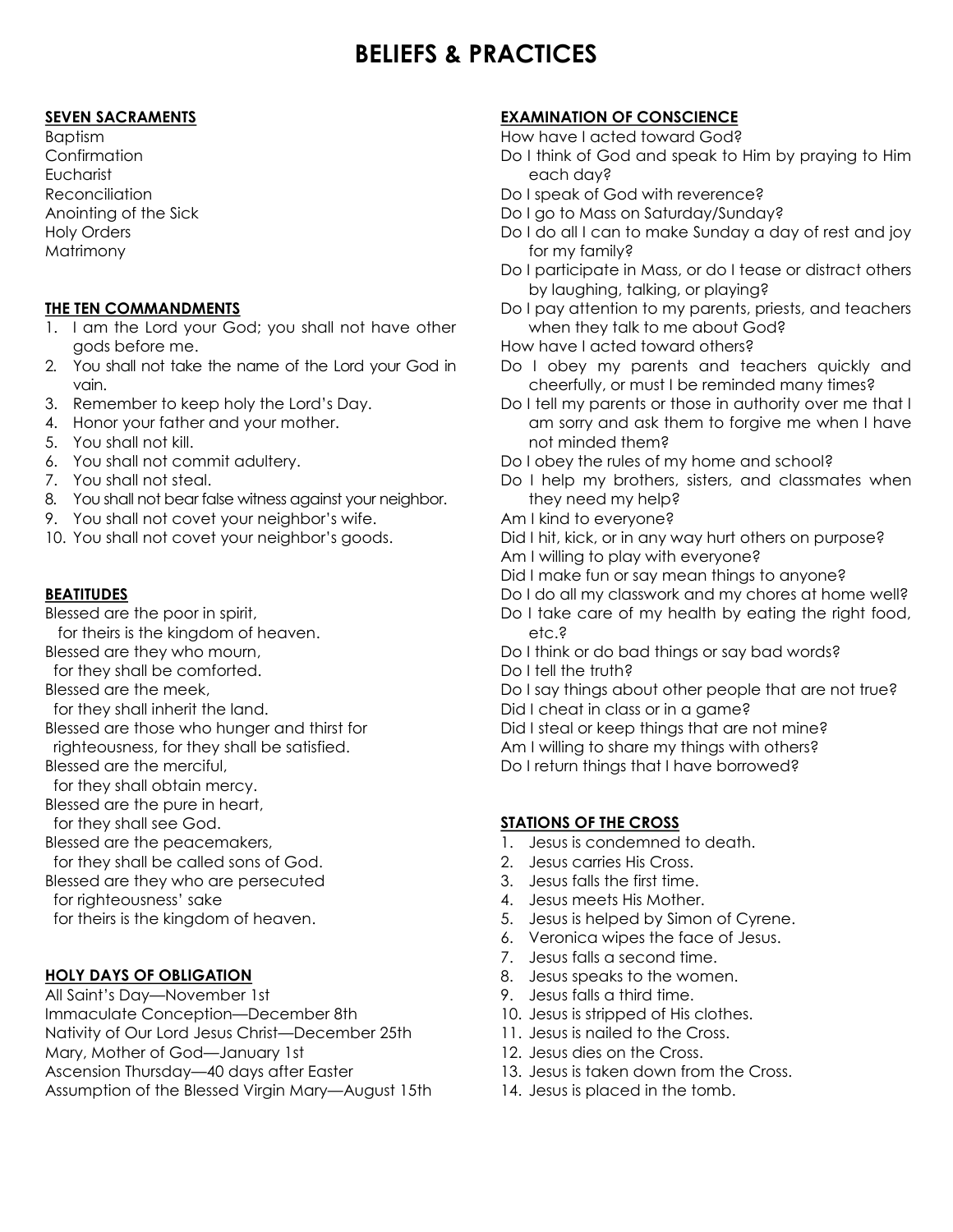# BELIEFS & PRACTICES

## SEVEN SACRAMENTS

Baptism
Confirmation
Eucharist
Reconciliation
Anointing of the Sick
Holy Orders
Matrimony

## THE TEN COMMANDMENTS

1. I am the Lord your God; you shall not have other gods before me.
2. You shall not take the name of the Lord your God in vain.
3. Remember to keep holy the Lord's Day.
4. Honor your father and your mother.
5. You shall not kill.
6. You shall not commit adultery.
7. You shall not steal.
8. You shall not bear false witness against your neighbor.
9. You shall not covet your neighbor's wife.
10. You shall not covet your neighbor's goods.

## BEATITUDES

Blessed are the poor in spirit,
for theirs is the kingdom of heaven.
Blessed are they who mourn,
for they shall be comforted.
Blessed are the meek,
for they shall inherit the land.
Blessed are those who hunger and thirst for
righteousness, for they shall be satisfied.
Blessed are the merciful,
for they shall obtain mercy.
Blessed are the pure in heart,
for they shall see God.
Blessed are the peacemakers,
for they shall be called sons of God.
Blessed are they who are persecuted
for righteousness' sake
for theirs is the kingdom of heaven.

## HOLY DAYS OF OBLIGATION

All Saint's Day—November 1st
Immaculate Conception—December 8th
Nativity of Our Lord Jesus Christ—December 25th
Mary, Mother of God—January 1st
Ascension Thursday—40 days after Easter
Assumption of the Blessed Virgin Mary—August 15th

## EXAMINATION OF CONSCIENCE

How have I acted toward God?
Do I think of God and speak to Him by praying to Him each day?
Do I speak of God with reverence?
Do I go to Mass on Saturday/Sunday?
Do I do all I can to make Sunday a day of rest and joy for my family?
Do I participate in Mass, or do I tease or distract others by laughing, talking, or playing?
Do I pay attention to my parents, priests, and teachers when they talk to me about God?
How have I acted toward others?
Do I obey my parents and teachers quickly and cheerfully, or must I be reminded many times?
Do I tell my parents or those in authority over me that I am sorry and ask them to forgive me when I have not minded them?
Do I obey the rules of my home and school?
Do I help my brothers, sisters, and classmates when they need my help?
Am I kind to everyone?
Did I hit, kick, or in any way hurt others on purpose?
Am I willing to play with everyone?
Did I make fun or say mean things to anyone?
Do I do all my classwork and my chores at home well?
Do I take care of my health by eating the right food, etc.?
Do I think or do bad things or say bad words?
Do I tell the truth?
Do I say things about other people that are not true?
Did I cheat in class or in a game?
Did I steal or keep things that are not mine?
Am I willing to share my things with others?
Do I return things that I have borrowed?

## STATIONS OF THE CROSS

1. Jesus is condemned to death.
2. Jesus carries His Cross.
3. Jesus falls the first time.
4. Jesus meets His Mother.
5. Jesus is helped by Simon of Cyrene.
6. Veronica wipes the face of Jesus.
7. Jesus falls a second time.
8. Jesus speaks to the women.
9. Jesus falls a third time.
10. Jesus is stripped of His clothes.
11. Jesus is nailed to the Cross.
12. Jesus dies on the Cross.
13. Jesus is taken down from the Cross.
14. Jesus is placed in the tomb.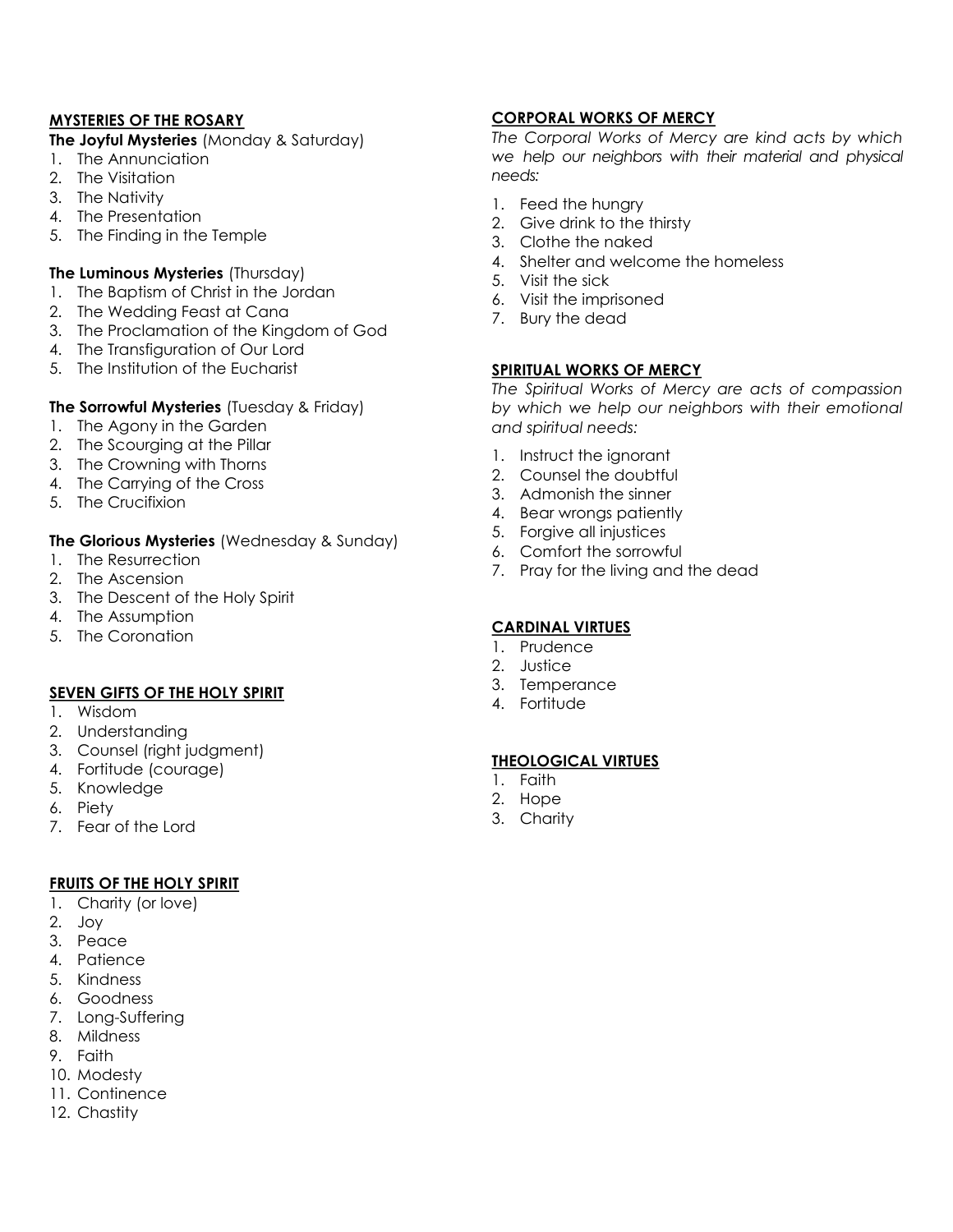## MYSTERIES OF THE ROSARY

**The Joyful Mysteries** (Monday & Saturday)

1. The Annunciation
2. The Visitation
3. The Nativity
4. The Presentation
5. The Finding in the Temple

**The Luminous Mysteries** (Thursday)

1. The Baptism of Christ in the Jordan
2. The Wedding Feast at Cana
3. The Proclamation of the Kingdom of God
4. The Transfiguration of Our Lord
5. The Institution of the Eucharist

**The Sorrowful Mysteries** (Tuesday & Friday)

1. The Agony in the Garden
2. The Scourging at the Pillar
3. The Crowning with Thorns
4. The Carrying of the Cross
5. The Crucifixion

**The Glorious Mysteries** (Wednesday & Sunday)

1. The Resurrection
2. The Ascension
3. The Descent of the Holy Spirit
4. The Assumption
5. The Coronation

## SEVEN GIFTS OF THE HOLY SPIRIT

1. Wisdom
2. Understanding
3. Counsel (right judgment)
4. Fortitude (courage)
5. Knowledge
6. Piety
7. Fear of the Lord

## FRUITS OF THE HOLY SPIRIT

1. Charity (or love)
2. Joy
3. Peace
4. Patience
5. Kindness
6. Goodness
7. Long-Suffering
8. Mildness
9. Faith
10. Modesty
11. Continence
12. Chastity

## CORPORAL WORKS OF MERCY

*The Corporal Works of Mercy are kind acts by which we help our neighbors with their material and physical needs:*

1. Feed the hungry
2. Give drink to the thirsty
3. Clothe the naked
4. Shelter and welcome the homeless
5. Visit the sick
6. Visit the imprisoned
7. Bury the dead

## SPIRITUAL WORKS OF MERCY

*The Spiritual Works of Mercy are acts of compassion by which we help our neighbors with their emotional and spiritual needs:*

1. Instruct the ignorant
2. Counsel the doubtful
3. Admonish the sinner
4. Bear wrongs patiently
5. Forgive all injustices
6. Comfort the sorrowful
7. Pray for the living and the dead

## CARDINAL VIRTUES

1. Prudence
2. Justice
3. Temperance
4. Fortitude

## THEOLOGICAL VIRTUES

1. Faith
2. Hope
3. Charity